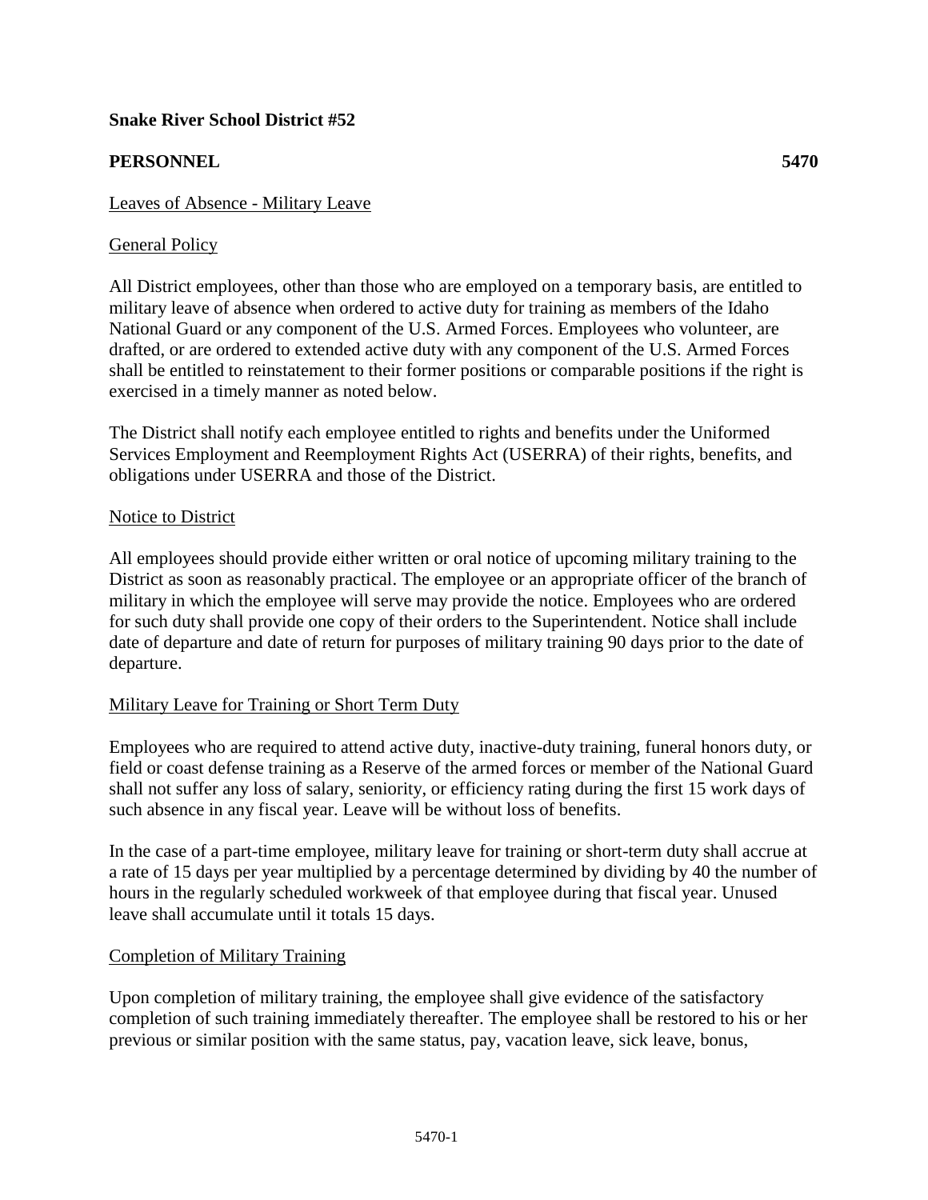**Snake River School District #52**

**PERSONNEL 5470**

Leaves of Absence - Military Leave

General Policy

All District employees, other than those who are employed on a temporary basis, are entitled to military leave of absence when ordered to active duty for training as members of the Idaho National Guard or any component of the U.S. Armed Forces. Employees who volunteer, are drafted, or are ordered to extended active duty with any component of the U.S. Armed Forces shall be entitled to reinstatement to their former positions or comparable positions if the right is exercised in a timely manner as noted below.

The District shall notify each employee entitled to rights and benefits under the Uniformed Services Employment and Reemployment Rights Act (USERRA) of their rights, benefits, and obligations under USERRA and those of the District.

Notice to District

All employees should provide either written or oral notice of upcoming military training to the District as soon as reasonably practical. The employee or an appropriate officer of the branch of military in which the employee will serve may provide the notice. Employees who are ordered for such duty shall provide one copy of their orders to the Superintendent. Notice shall include date of departure and date of return for purposes of military training 90 days prior to the date of departure.

Military Leave for Training or Short Term Duty

Employees who are required to attend active duty, inactive-duty training, funeral honors duty, or field or coast defense training as a Reserve of the armed forces or member of the National Guard shall not suffer any loss of salary, seniority, or efficiency rating during the first 15 work days of such absence in any fiscal year. Leave will be without loss of benefits.

In the case of a part-time employee, military leave for training or short-term duty shall accrue at a rate of 15 days per year multiplied by a percentage determined by dividing by 40 the number of hours in the regularly scheduled workweek of that employee during that fiscal year. Unused leave shall accumulate until it totals 15 days.

Completion of Military Training

Upon completion of military training, the employee shall give evidence of the satisfactory completion of such training immediately thereafter. The employee shall be restored to his or her previous or similar position with the same status, pay, vacation leave, sick leave, bonus,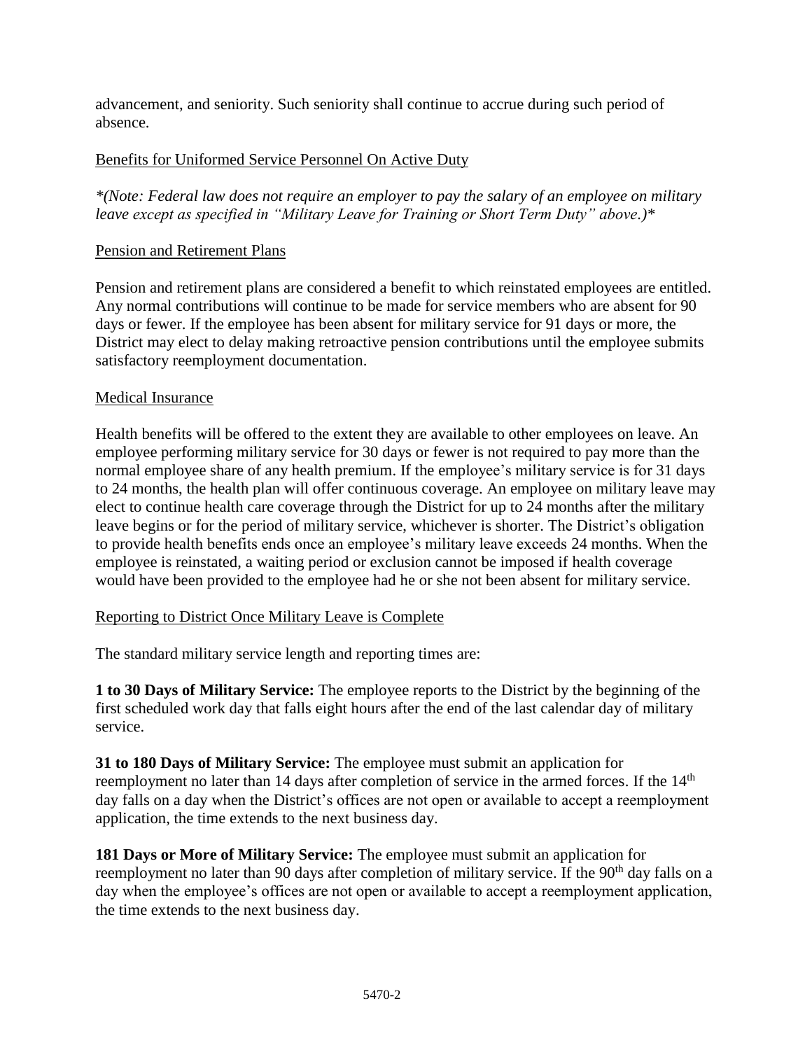advancement, and seniority. Such seniority shall continue to accrue during such period of absence.

## Benefits for Uniformed Service Personnel On Active Duty

*\*(Note: Federal law does not require an employer to pay the salary of an employee on military leave except as specified in "Military Leave for Training or Short Term Duty" above.)\**

## Pension and Retirement Plans

Pension and retirement plans are considered a benefit to which reinstated employees are entitled. Any normal contributions will continue to be made for service members who are absent for 90 days or fewer. If the employee has been absent for military service for 91 days or more, the District may elect to delay making retroactive pension contributions until the employee submits satisfactory reemployment documentation.

## Medical Insurance

Health benefits will be offered to the extent they are available to other employees on leave. An employee performing military service for 30 days or fewer is not required to pay more than the normal employee share of any health premium. If the employee's military service is for 31 days to 24 months, the health plan will offer continuous coverage. An employee on military leave may elect to continue health care coverage through the District for up to 24 months after the military leave begins or for the period of military service, whichever is shorter. The District's obligation to provide health benefits ends once an employee's military leave exceeds 24 months. When the employee is reinstated, a waiting period or exclusion cannot be imposed if health coverage would have been provided to the employee had he or she not been absent for military service.

## Reporting to District Once Military Leave is Complete

The standard military service length and reporting times are:

**1 to 30 Days of Military Service:** The employee reports to the District by the beginning of the first scheduled work day that falls eight hours after the end of the last calendar day of military service.

**31 to 180 Days of Military Service:** The employee must submit an application for reemployment no later than 14 days after completion of service in the armed forces. If the 14th day falls on a day when the District's offices are not open or available to accept a reemployment application, the time extends to the next business day.

**181 Days or More of Military Service:** The employee must submit an application for reemployment no later than 90 days after completion of military service. If the 90th day falls on a day when the employee's offices are not open or available to accept a reemployment application, the time extends to the next business day.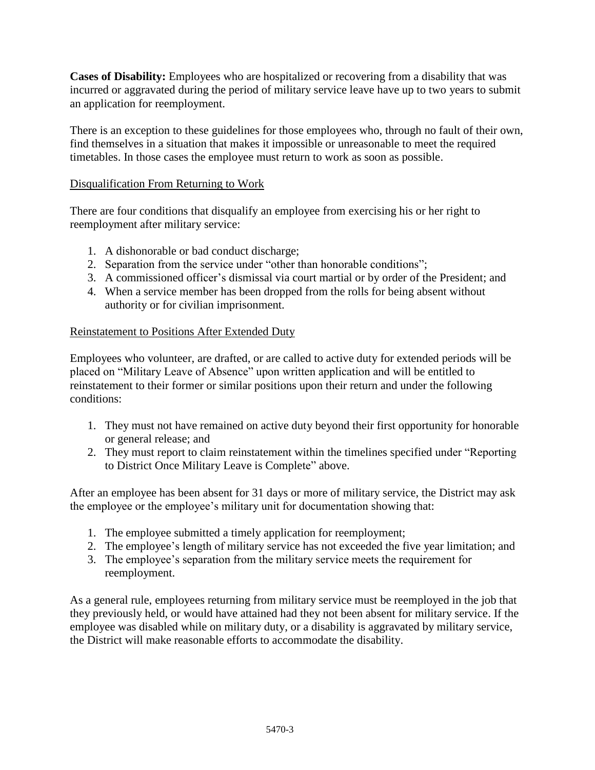**Cases of Disability:** Employees who are hospitalized or recovering from a disability that was incurred or aggravated during the period of military service leave have up to two years to submit an application for reemployment.

There is an exception to these guidelines for those employees who, through no fault of their own, find themselves in a situation that makes it impossible or unreasonable to meet the required timetables. In those cases the employee must return to work as soon as possible.

<u>Disqualification From Returning to Work</u>

There are four conditions that disqualify an employee from exercising his or her right to reemployment after military service:

1. A dishonorable or bad conduct discharge;
2. Separation from the service under "other than honorable conditions";
3. A commissioned officer's dismissal via court martial or by order of the President; and
4. When a service member has been dropped from the rolls for being absent without authority or for civilian imprisonment.

<u>Reinstatement to Positions After Extended Duty</u>

Employees who volunteer, are drafted, or are called to active duty for extended periods will be placed on "Military Leave of Absence" upon written application and will be entitled to reinstatement to their former or similar positions upon their return and under the following conditions:

1. They must not have remained on active duty beyond their first opportunity for honorable or general release; and
2. They must report to claim reinstatement within the timelines specified under "Reporting to District Once Military Leave is Complete" above.

After an employee has been absent for 31 days or more of military service, the District may ask the employee or the employee's military unit for documentation showing that:

1. The employee submitted a timely application for reemployment;
2. The employee's length of military service has not exceeded the five year limitation; and
3. The employee's separation from the military service meets the requirement for reemployment.

As a general rule, employees returning from military service must be reemployed in the job that they previously held, or would have attained had they not been absent for military service. If the employee was disabled while on military duty, or a disability is aggravated by military service, the District will make reasonable efforts to accommodate the disability.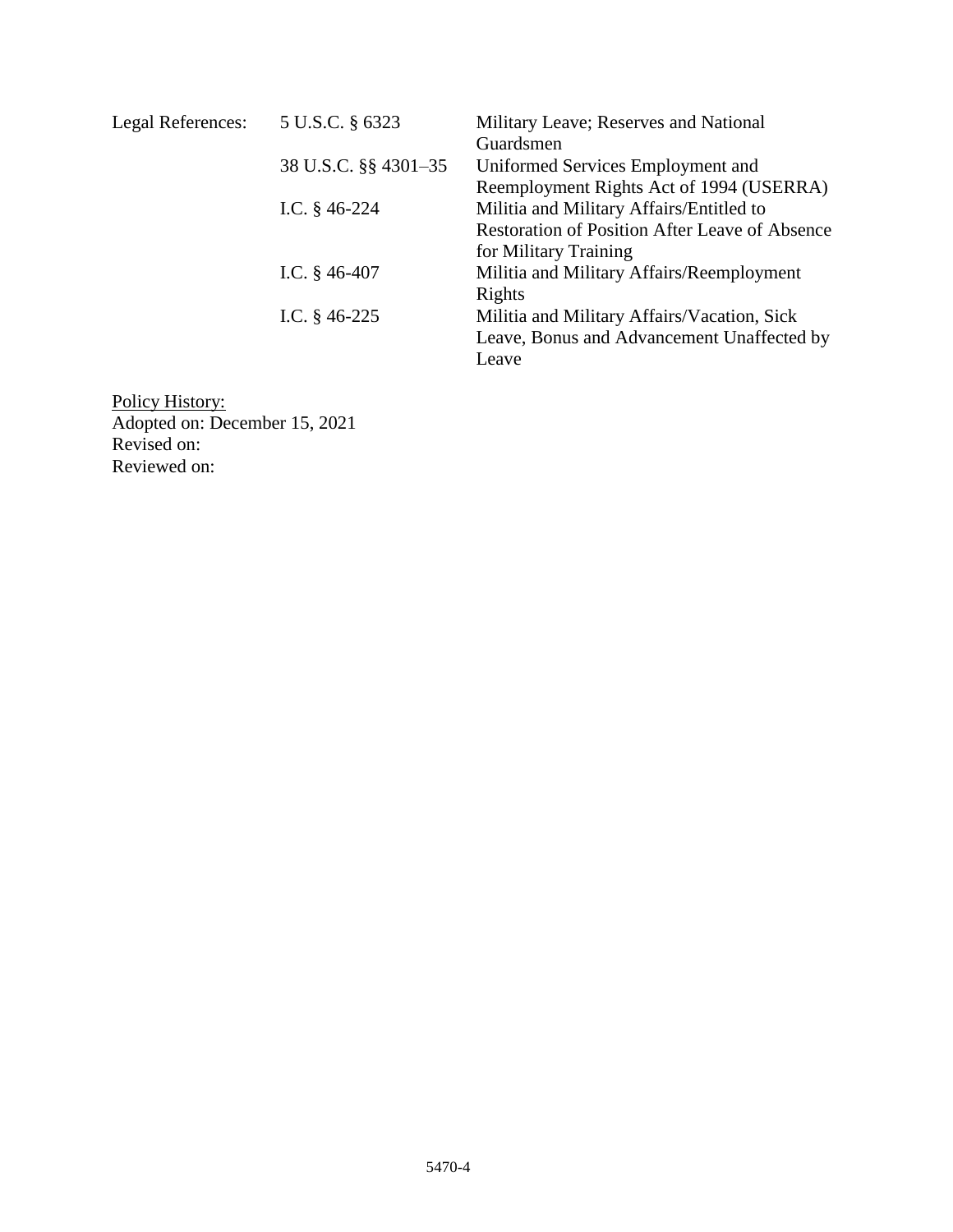| | | |
|---|---|---|
| Legal References: | 5 U.S.C. § 6323 | Military Leave; Reserves and National Guardsmen |
| | 38 U.S.C. §§ 4301–35 | Uniformed Services Employment and Reemployment Rights Act of 1994 (USERRA) |
| | I.C. § 46-224 | Militia and Military Affairs/Entitled to Restoration of Position After Leave of Absence for Military Training |
| | I.C. § 46-407 | Militia and Military Affairs/Reemployment Rights |
| | I.C. § 46-225 | Militia and Military Affairs/Vacation, Sick Leave, Bonus and Advancement Unaffected by Leave |

Policy History:
Adopted on: December 15, 2021
Revised on:
Reviewed on: